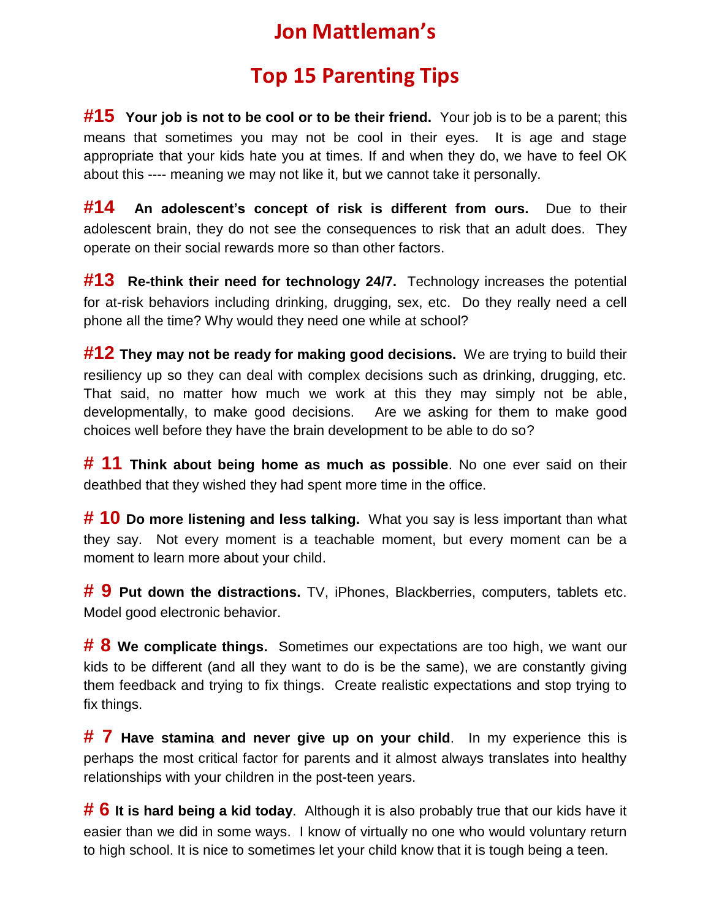# Jon Mattleman's

## Top 15 Parenting Tips

**#15 Your job is not to be cool or to be their friend.** Your job is to be a parent; this means that sometimes you may not be cool in their eyes. It is age and stage appropriate that your kids hate you at times. If and when they do, we have to feel OK about this ---- meaning we may not like it, but we cannot take it personally.

**#14 An adolescent's concept of risk is different from ours.** Due to their adolescent brain, they do not see the consequences to risk that an adult does. They operate on their social rewards more so than other factors.

**#13 Re-think their need for technology 24/7.** Technology increases the potential for at-risk behaviors including drinking, drugging, sex, etc. Do they really need a cell phone all the time? Why would they need one while at school?

**#12 They may not be ready for making good decisions.** We are trying to build their resiliency up so they can deal with complex decisions such as drinking, drugging, etc. That said, no matter how much we work at this they may simply not be able, developmentally, to make good decisions. Are we asking for them to make good choices well before they have the brain development to be able to do so?

**# 11 Think about being home as much as possible**. No one ever said on their deathbed that they wished they had spent more time in the office.

**# 10 Do more listening and less talking.** What you say is less important than what they say. Not every moment is a teachable moment, but every moment can be a moment to learn more about your child.

**# 9 Put down the distractions.** TV, iPhones, Blackberries, computers, tablets etc. Model good electronic behavior.

**# 8 We complicate things.** Sometimes our expectations are too high, we want our kids to be different (and all they want to do is be the same), we are constantly giving them feedback and trying to fix things. Create realistic expectations and stop trying to fix things.

**# 7 Have stamina and never give up on your child**. In my experience this is perhaps the most critical factor for parents and it almost always translates into healthy relationships with your children in the post-teen years.

**# 6 It is hard being a kid today**. Although it is also probably true that our kids have it easier than we did in some ways. I know of virtually no one who would voluntary return to high school. It is nice to sometimes let your child know that it is tough being a teen.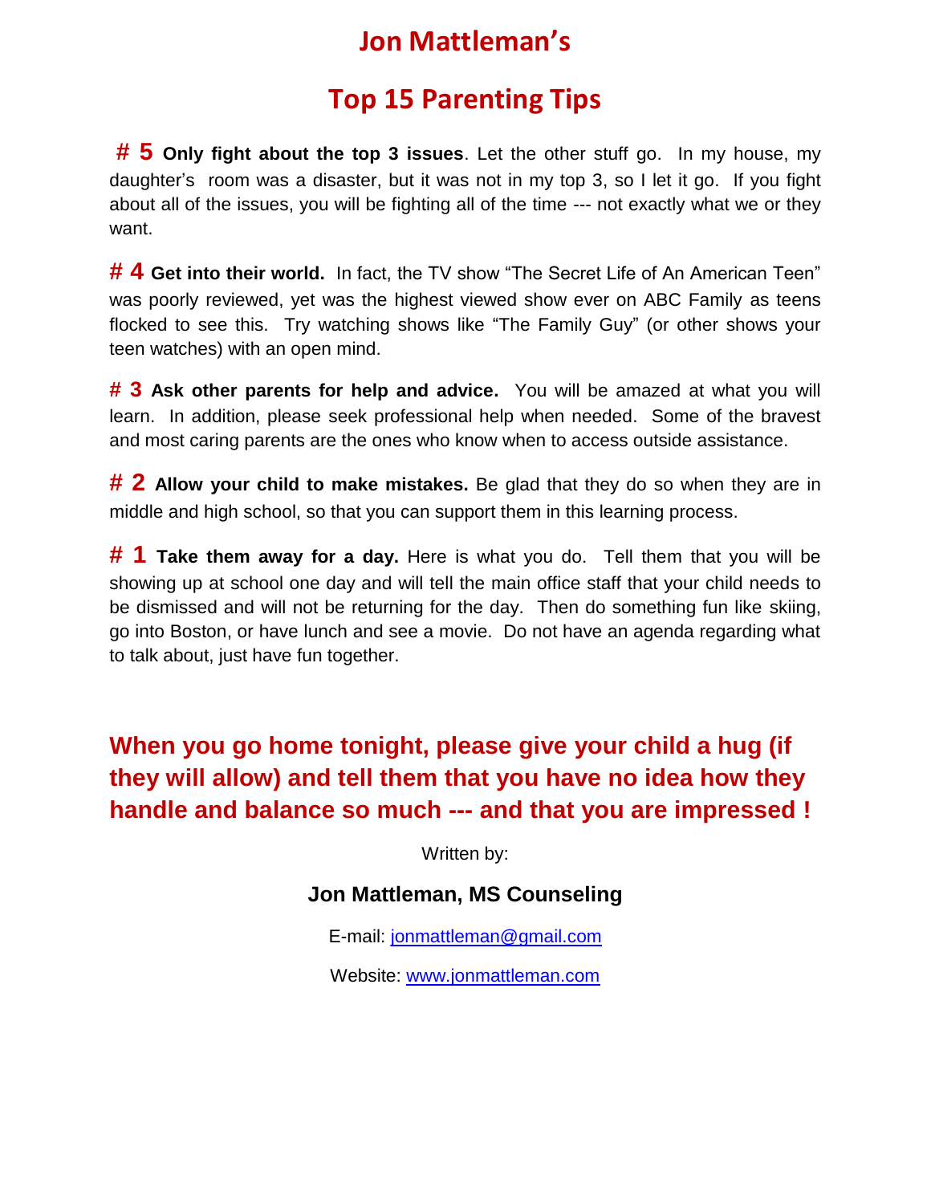# Jon Mattleman's

## Top 15 Parenting Tips

**# 5 Only fight about the top 3 issues**. Let the other stuff go. In my house, my daughter's room was a disaster, but it was not in my top 3, so I let it go. If you fight about all of the issues, you will be fighting all of the time --- not exactly what we or they want.

**# 4 Get into their world.** In fact, the TV show "The Secret Life of An American Teen" was poorly reviewed, yet was the highest viewed show ever on ABC Family as teens flocked to see this. Try watching shows like "The Family Guy" (or other shows your teen watches) with an open mind.

**# 3 Ask other parents for help and advice.** You will be amazed at what you will learn. In addition, please seek professional help when needed. Some of the bravest and most caring parents are the ones who know when to access outside assistance.

**# 2 Allow your child to make mistakes.** Be glad that they do so when they are in middle and high school, so that you can support them in this learning process.

**# 1 Take them away for a day.** Here is what you do. Tell them that you will be showing up at school one day and will tell the main office staff that your child needs to be dismissed and will not be returning for the day. Then do something fun like skiing, go into Boston, or have lunch and see a movie. Do not have an agenda regarding what to talk about, just have fun together.

**When you go home tonight, please give your child a hug (if they will allow) and tell them that you have no idea how they handle and balance so much --- and that you are impressed !**

Written by:

**Jon Mattleman, MS Counseling**

E-mail: jonmattleman@gmail.com

Website: www.jonmattleman.com